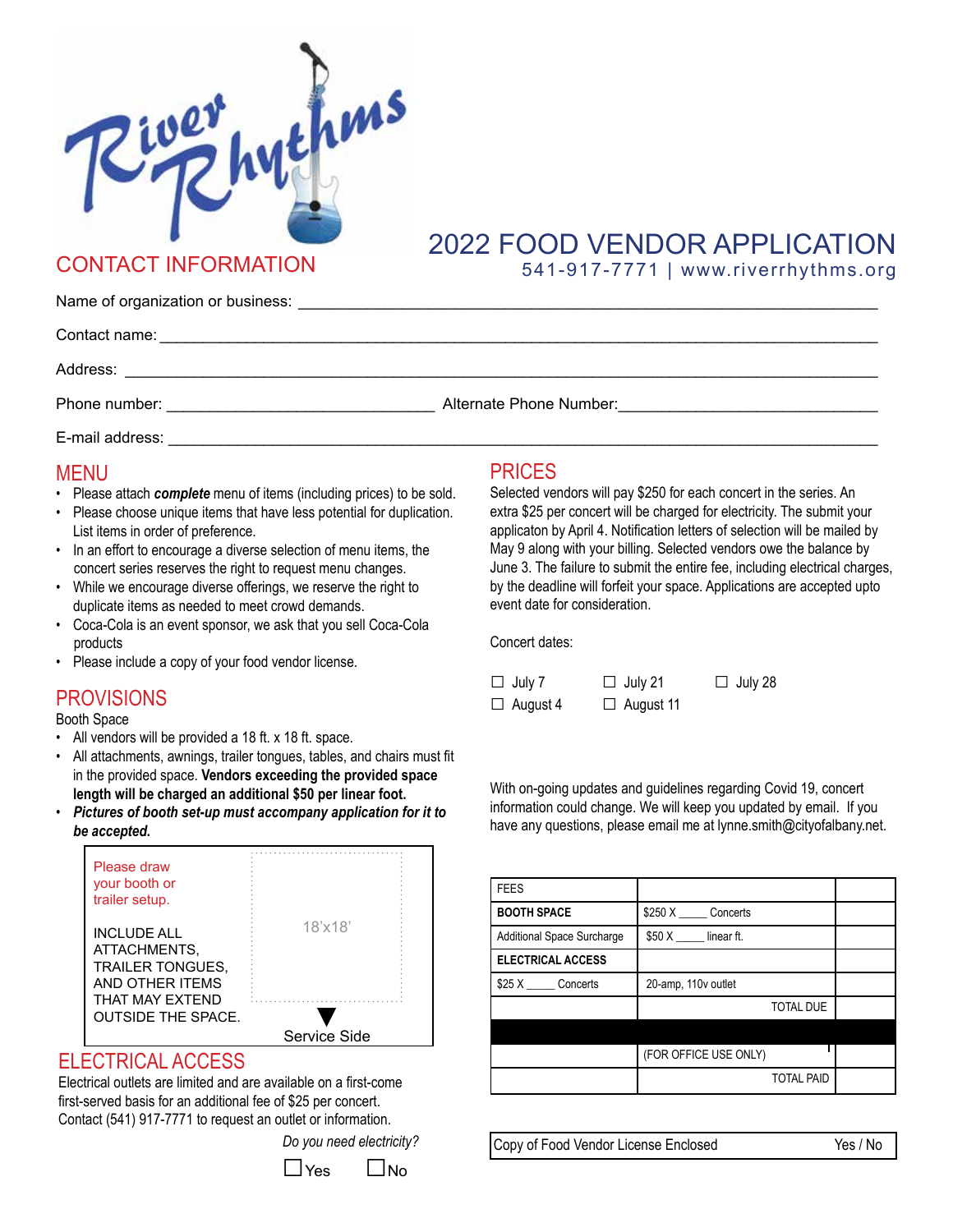River Rhythms

# 2022 FOOD VENDOR APPLICATION

541-917-7771 | www.riverrhythms.org

## CONTACT INFORMATION

Name of organization or business: ______________________________________________

Contact name: ______________________________________________

Address: ______________________________________________

Phone number: ______________________ Alternate Phone Number: ______________________

E-mail address: ______________________________________________

## MENU

- Please attach ***complete*** menu of items (including prices) to be sold.
- Please choose unique items that have less potential for duplication. List items in order of preference.
- In an effort to encourage a diverse selection of menu items, the concert series reserves the right to request menu changes.
- While we encourage diverse offerings, we reserve the right to duplicate items as needed to meet crowd demands.
- Coca-Cola is an event sponsor, we ask that you sell Coca-Cola products
- Please include a copy of your food vendor license.

## PROVISIONS

Booth Space

- All vendors will be provided a 18 ft. x 18 ft. space.
- All attachments, awnings, trailer tongues, tables, and chairs must fit in the provided space. **Vendors exceeding the provided space length will be charged an additional $50 per linear foot.**
- ***Pictures of booth set-up must accompany application for it to be accepted.***

Please draw your booth or trailer setup.

INCLUDE ALL ATTACHMENTS, TRAILER TONGUES, AND OTHER ITEMS THAT MAY EXTEND OUTSIDE THE SPACE.

18'x18'

Service Side

## ELECTRICAL ACCESS

Electrical outlets are limited and are available on a first-come first-served basis for an additional fee of $25 per concert. Contact (541) 917-7771 to request an outlet or information.

*Do you need electricity?*

☐ Yes ☐ No

## PRICES

Selected vendors will pay $250 for each concert in the series. An extra $25 per concert will be charged for electricity. The submit your applicaton by April 4. Notification letters of selection will be mailed by May 9 along with your billing. Selected vendors owe the balance by June 3. The failure to submit the entire fee, including electrical charges, by the deadline will forfeit your space. Applications are accepted upto event date for consideration.

Concert dates:

☐ July 7 ☐ July 21 ☐ July 28
☐ August 4 ☐ August 11

With on-going updates and guidelines regarding Covid 19, concert information could change. We will keep you updated by email. If you have any questions, please email me at lynne.smith@cityofalbany.net.

| FEES | | |
|---|---|---|
| **BOOTH SPACE** | $250 X ____ Concerts | |
| Additional Space Surcharge | $50 X ____ linear ft. | |
| **ELECTRICAL ACCESS** | | |
| $25 X ____ Concerts | 20-amp, 110v outlet | |
| | TOTAL DUE | |
| | | |
| | (FOR OFFICE USE ONLY) | |
| | TOTAL PAID | |

| Copy of Food Vendor License Enclosed | Yes / No |
|---|---|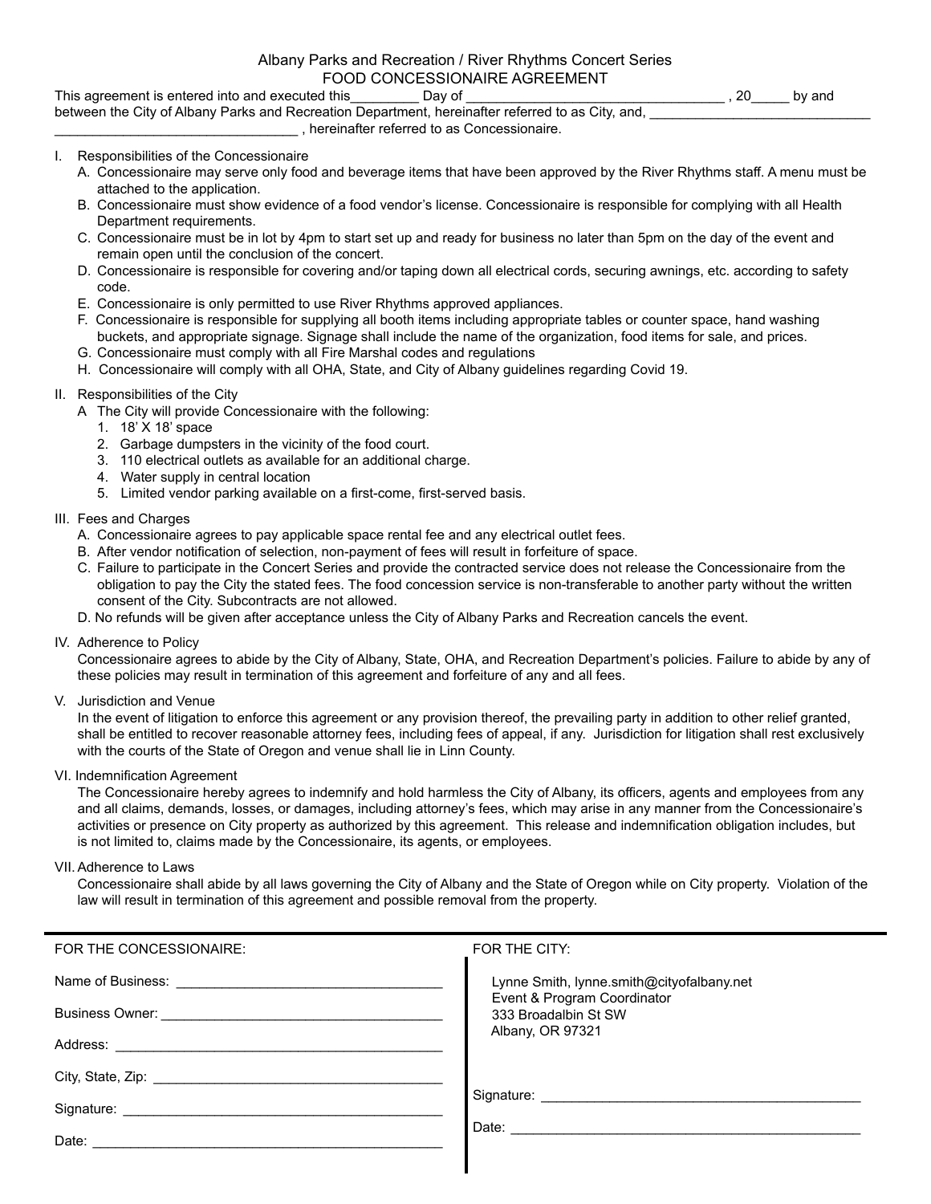# Albany Parks and Recreation / River Rhythms Concert Series

## FOOD CONCESSIONAIRE AGREEMENT

This agreement is entered into and executed this_________ Day of ____________________________________ , 20_____ by and between the City of Albany Parks and Recreation Department, hereinafter referred to as City, and, ______________________________ _________________________________ , hereinafter referred to as Concessionaire.

I. Responsibilities of the Concessionaire
   - A. Concessionaire may serve only food and beverage items that have been approved by the River Rhythms staff. A menu must be attached to the application.
   - B. Concessionaire must show evidence of a food vendor's license. Concessionaire is responsible for complying with all Health Department requirements.
   - C. Concessionaire must be in lot by 4pm to start set up and ready for business no later than 5pm on the day of the event and remain open until the conclusion of the concert.
   - D. Concessionaire is responsible for covering and/or taping down all electrical cords, securing awnings, etc. according to safety code.
   - E. Concessionaire is only permitted to use River Rhythms approved appliances.
   - F. Concessionaire is responsible for supplying all booth items including appropriate tables or counter space, hand washing buckets, and appropriate signage. Signage shall include the name of the organization, food items for sale, and prices.
   - G. Concessionaire must comply with all Fire Marshal codes and regulations
   - H. Concessionaire will comply with all OHA, State, and City of Albany guidelines regarding Covid 19.

II. Responsibilities of the City
   - A The City will provide Concessionaire with the following:
     1. 18' X 18' space
     2. Garbage dumpsters in the vicinity of the food court.
     3. 110 electrical outlets as available for an additional charge.
     4. Water supply in central location
     5. Limited vendor parking available on a first-come, first-served basis.

III. Fees and Charges
   - A. Concessionaire agrees to pay applicable space rental fee and any electrical outlet fees.
   - B. After vendor notification of selection, non-payment of fees will result in forfeiture of space.
   - C. Failure to participate in the Concert Series and provide the contracted service does not release the Concessionaire from the obligation to pay the City the stated fees. The food concession service is non-transferable to another party without the written consent of the City. Subcontracts are not allowed.
   - D. No refunds will be given after acceptance unless the City of Albany Parks and Recreation cancels the event.

IV. Adherence to Policy

Concessionaire agrees to abide by the City of Albany, State, OHA, and Recreation Department's policies. Failure to abide by any of these policies may result in termination of this agreement and forfeiture of any and all fees.

V. Jurisdiction and Venue

In the event of litigation to enforce this agreement or any provision thereof, the prevailing party in addition to other relief granted, shall be entitled to recover reasonable attorney fees, including fees of appeal, if any. Jurisdiction for litigation shall rest exclusively with the courts of the State of Oregon and venue shall lie in Linn County.

VI. Indemnification Agreement

The Concessionaire hereby agrees to indemnify and hold harmless the City of Albany, its officers, agents and employees from any and all claims, demands, losses, or damages, including attorney's fees, which may arise in any manner from the Concessionaire's activities or presence on City property as authorized by this agreement. This release and indemnification obligation includes, but is not limited to, claims made by the Concessionaire, its agents, or employees.

VII. Adherence to Laws

Concessionaire shall abide by all laws governing the City of Albany and the State of Oregon while on City property. Violation of the law will result in termination of this agreement and possible removal from the property.

| FOR THE CONCESSIONAIRE: | FOR THE CITY: |
|---|---|
| Name of Business: ___________________________________ | Lynne Smith, lynne.smith@cityofalbany.net |
| Business Owner: _____________________________________ | Event & Program Coordinator |
| Address: ____________________________________________ | 333 Broadalbin St SW |
| City, State, Zip: _____________________________________ | Albany, OR 97321 |
| Signature: ___________________________________________ | Signature: ___________________________________________ |
| Date: _______________________________________________ | Date: _______________________________________________ |